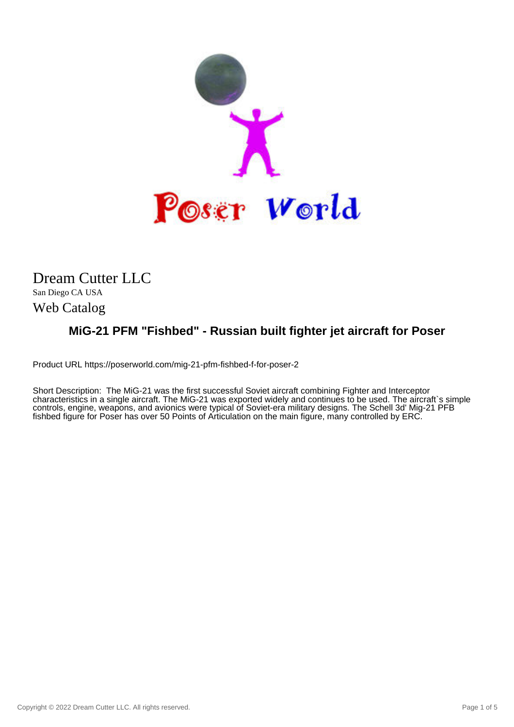Dream Cutter LLC

San Diego CA USA

Web Catalog

## MiG-21 PFM "Fishbed" - Russian built fighter jet aircraft for Poser

Product URL https://poserworld.com/mig-21-pfm-fishbed-f-for-poser-2

Short Description: The MiG-21 was the first successful Soviet aircraft combining Fighter and Interceptor characteristics in a single aircraft. The MiG-21 was exported widely and continues to be used. The aircraft`s simple controls, engine, weapons, and avionics were typical of Soviet-era military designs. The Schell 3d' Mig-21 PFB fishbed figure for Poser has over 50 Points of Articulation on the main figure, many controlled by ERC.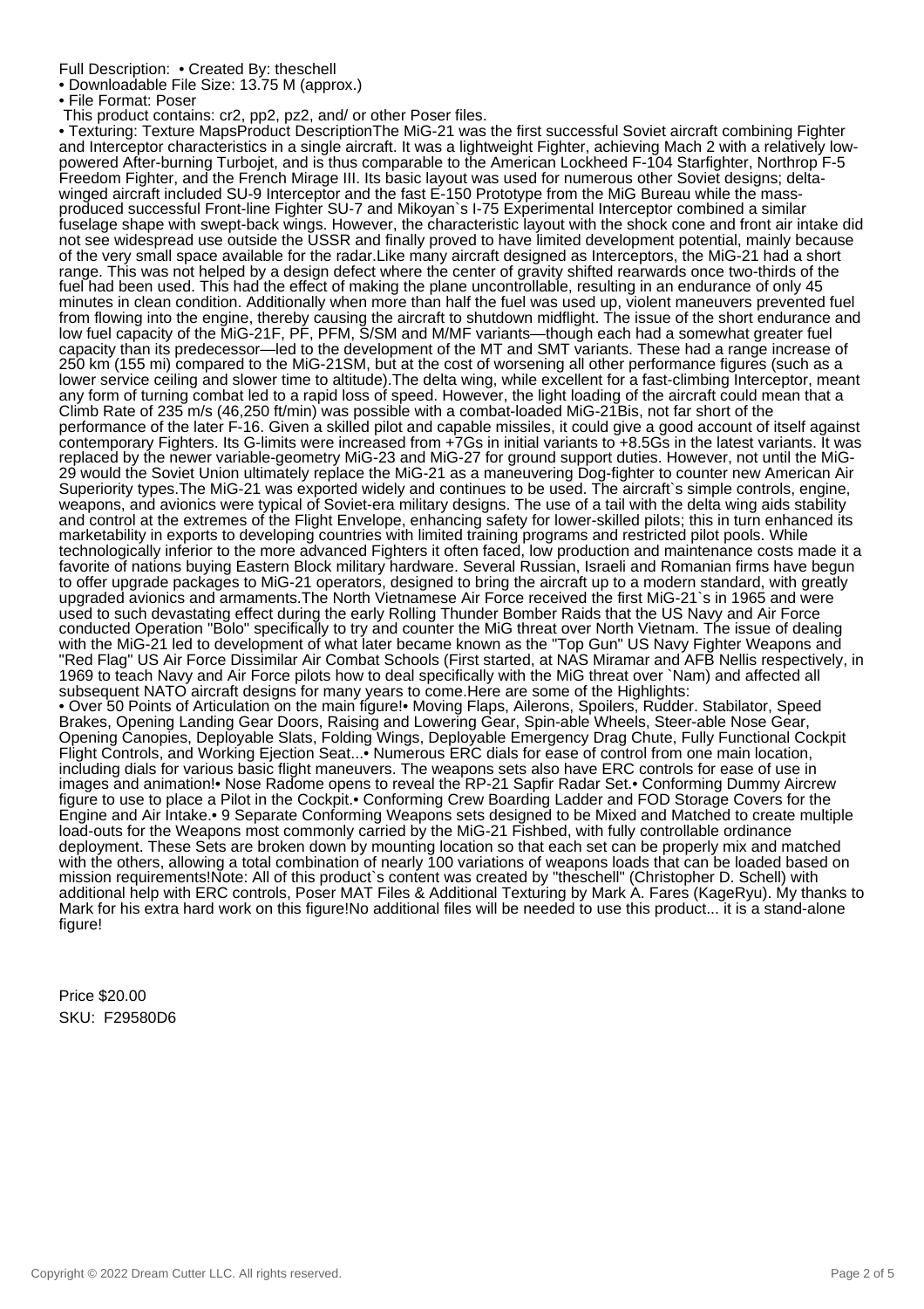Full Description: • Created By: theschell
• Downloadable File Size: 13.75 M (approx.)
• File Format: Poser
This product contains: cr2, pp2, pz2, and/ or other Poser files.
• Texturing: Texture MapsProduct DescriptionThe MiG-21 was the first successful Soviet aircraft combining Fighter and Interceptor characteristics in a single aircraft. It was a lightweight Fighter, achieving Mach 2 with a relatively low-powered After-burning Turbojet, and is thus comparable to the American Lockheed F-104 Starfighter, Northrop F-5 Freedom Fighter, and the French Mirage III. Its basic layout was used for numerous other Soviet designs; delta-winged aircraft included SU-9 Interceptor and the fast E-150 Prototype from the MiG Bureau while the mass-produced successful Front-line Fighter SU-7 and Mikoyan`s I-75 Experimental Interceptor combined a similar fuselage shape with swept-back wings. However, the characteristic layout with the shock cone and front air intake did not see widespread use outside the USSR and finally proved to have limited development potential, mainly because of the very small space available for the radar.Like many aircraft designed as Interceptors, the MiG-21 had a short range. This was not helped by a design defect where the center of gravity shifted rearwards once two-thirds of the fuel had been used. This had the effect of making the plane uncontrollable, resulting in an endurance of only 45 minutes in clean condition. Additionally when more than half the fuel was used up, violent maneuvers prevented fuel from flowing into the engine, thereby causing the aircraft to shutdown midflight. The issue of the short endurance and low fuel capacity of the MiG-21F, PF, PFM, S/SM and M/MF variants—though each had a somewhat greater fuel capacity than its predecessor—led to the development of the MT and SMT variants. These had a range increase of 250 km (155 mi) compared to the MiG-21SM, but at the cost of worsening all other performance figures (such as a lower service ceiling and slower time to altitude).The delta wing, while excellent for a fast-climbing Interceptor, meant any form of turning combat led to a rapid loss of speed. However, the light loading of the aircraft could mean that a Climb Rate of 235 m/s (46,250 ft/min) was possible with a combat-loaded MiG-21Bis, not far short of the performance of the later F-16. Given a skilled pilot and capable missiles, it could give a good account of itself against contemporary Fighters. Its G-limits were increased from +7Gs in initial variants to +8.5Gs in the latest variants. It was replaced by the newer variable-geometry MiG-23 and MiG-27 for ground support duties. However, not until the MiG-29 would the Soviet Union ultimately replace the MiG-21 as a maneuvering Dog-fighter to counter new American Air Superiority types.The MiG-21 was exported widely and continues to be used. The aircraft`s simple controls, engine, weapons, and avionics were typical of Soviet-era military designs. The use of a tail with the delta wing aids stability and control at the extremes of the Flight Envelope, enhancing safety for lower-skilled pilots; this in turn enhanced its marketability in exports to developing countries with limited training programs and restricted pilot pools. While technologically inferior to the more advanced Fighters it often faced, low production and maintenance costs made it a favorite of nations buying Eastern Block military hardware. Several Russian, Israeli and Romanian firms have begun to offer upgrade packages to MiG-21 operators, designed to bring the aircraft up to a modern standard, with greatly upgraded avionics and armaments.The North Vietnamese Air Force received the first MiG-21`s in 1965 and were used to such devastating effect during the early Rolling Thunder Bomber Raids that the US Navy and Air Force conducted Operation "Bolo" specifically to try and counter the MiG threat over North Vietnam. The issue of dealing with the MiG-21 led to development of what later became known as the "Top Gun" US Navy Fighter Weapons and "Red Flag" US Air Force Dissimilar Air Combat Schools (First started, at NAS Miramar and AFB Nellis respectively, in 1969 to teach Navy and Air Force pilots how to deal specifically with the MiG threat over `Nam) and affected all subsequent NATO aircraft designs for many years to come.Here are some of the Highlights:
• Over 50 Points of Articulation on the main figure!• Moving Flaps, Ailerons, Spoilers, Rudder. Stabilator, Speed Brakes, Opening Landing Gear Doors, Raising and Lowering Gear, Spin-able Wheels, Steer-able Nose Gear, Opening Canopies, Deployable Slats, Folding Wings, Deployable Emergency Drag Chute, Fully Functional Cockpit Flight Controls, and Working Ejection Seat...• Numerous ERC dials for ease of control from one main location, including dials for various basic flight maneuvers. The weapons sets also have ERC controls for ease of use in images and animation!• Nose Radome opens to reveal the RP-21 Sapfir Radar Set.• Conforming Dummy Aircrew figure to use to place a Pilot in the Cockpit.• Conforming Crew Boarding Ladder and FOD Storage Covers for the Engine and Air Intake.• 9 Separate Conforming Weapons sets designed to be Mixed and Matched to create multiple load-outs for the Weapons most commonly carried by the MiG-21 Fishbed, with fully controllable ordinance deployment. These Sets are broken down by mounting location so that each set can be properly mix and matched with the others, allowing a total combination of nearly 100 variations of weapons loads that can be loaded based on mission requirements!Note: All of this product`s content was created by "theschell" (Christopher D. Schell) with additional help with ERC controls, Poser MAT Files & Additional Texturing by Mark A. Fares (KageRyu). My thanks to Mark for his extra hard work on this figure!No additional files will be needed to use this product... it is a stand-alone figure!

Price $20.00
SKU: F29580D6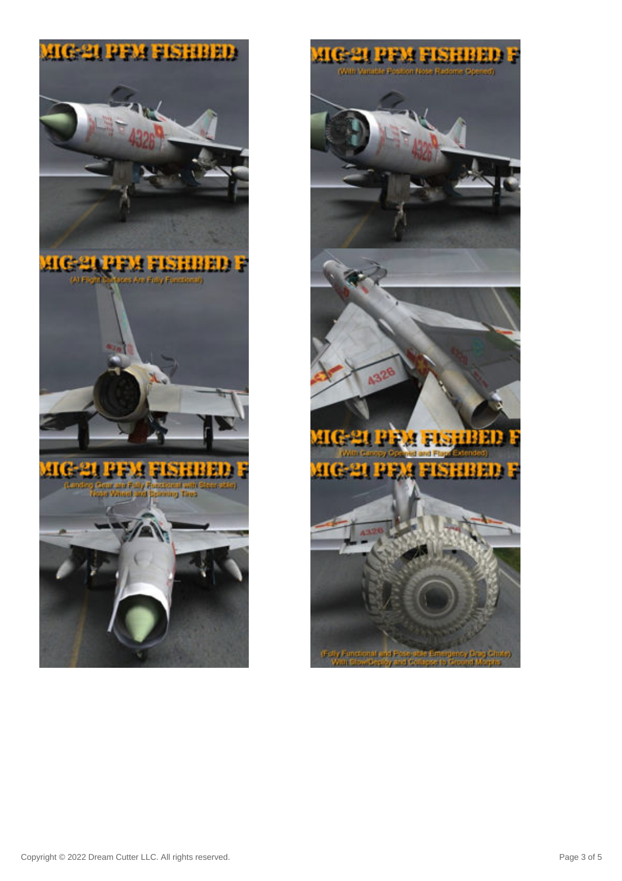MIG-21 PFM FISHBED

MIG-21 PFM FISHBED F
(All Flight Surfaces Are Fully Functional)

MIG-21 PFM FISHBED F
(Landing Gear are Fully Functional with Steer-able Nose Wheel and Spinning Tires)

MIG-21 PFM FISHBED F
(With Variable Position Nose Radome Opened)

MIG-21 PFM FISHBED F
(With Canopy Opened and Flaps Extended)

MIG-21 PFM FISHBED F
(Fully Functional and Pose-able Emergency Drag Chute)
With Slow Deploy and Collapse to Ground Morphs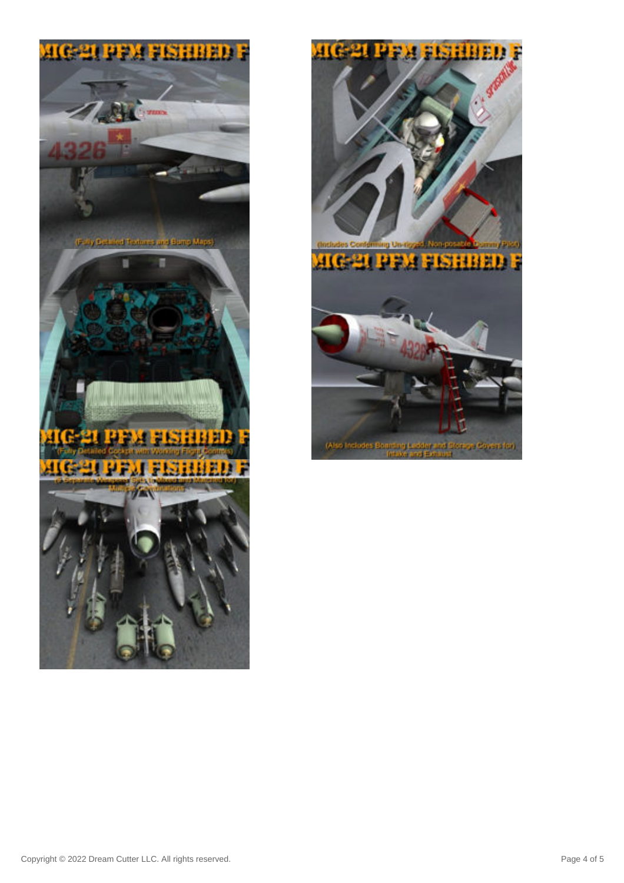MIG-21 PFM FISHBED F

(Fully Detailed Textures and Bump Maps)

MIG-21 PFM FISHBED F

(Fully Detailed Cockpit with Working Flight Controls)

MIG-21 PFM FISHBED F

(9 Separate Weapons Sets to Mixed and Matched for) Multiple Combinations

MIG-21 PFM FISHBED F

(Includes Conforming Un-rigged, Non-posable Dummy Pilot)

MIG-21 PFM FISHBED F

(Also Includes Boarding Ladder and Storage Covers for) Intake and Exhaust

Copyright © 2022 Dream Cutter LLC. All rights reserved.